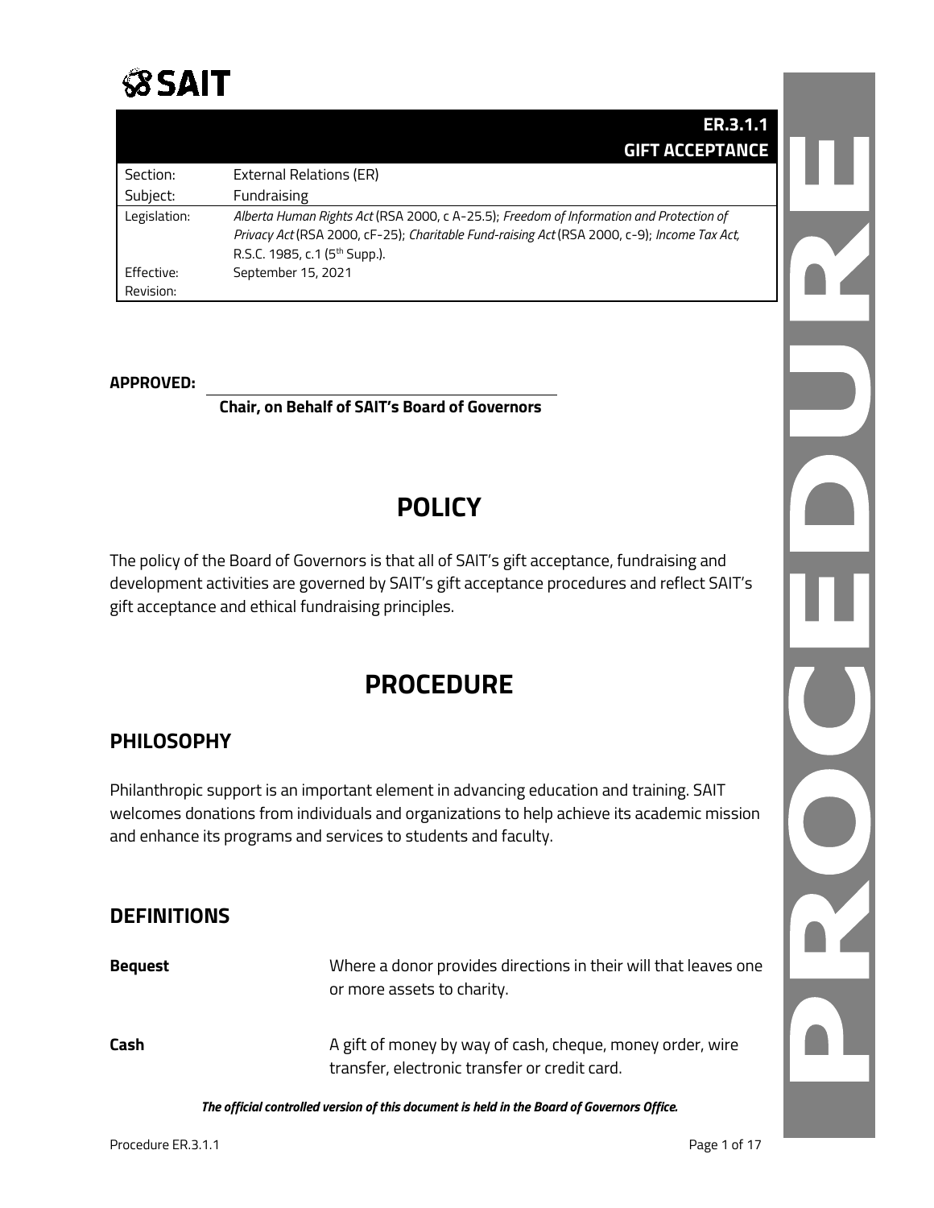SAIT

# ER.3.1.1 GIFT ACCEPTANCE

| | |
|---|---|
| Section: | External Relations (ER) |
| Subject: | Fundraising |
| Legislation: | *Alberta Human Rights Act* (RSA 2000, c A-25.5); *Freedom of Information and Protection of Privacy Act* (RSA 2000, cF-25); *Charitable Fund-raising Act* (RSA 2000, c-9); *Income Tax Act,* R.S.C. 1985, c.1 (5th Supp.). |
| Effective: | September 15, 2021 |
| Revision: | |

**APPROVED:**

**Chair, on Behalf of SAIT's Board of Governors**

# POLICY

The policy of the Board of Governors is that all of SAIT's gift acceptance, fundraising and development activities are governed by SAIT's gift acceptance procedures and reflect SAIT's gift acceptance and ethical fundraising principles.

# PROCEDURE

## PHILOSOPHY

Philanthropic support is an important element in advancing education and training. SAIT welcomes donations from individuals and organizations to help achieve its academic mission and enhance its programs and services to students and faculty.

## DEFINITIONS

**Bequest** Where a donor provides directions in their will that leaves one or more assets to charity.

**Cash** A gift of money by way of cash, cheque, money order, wire transfer, electronic transfer or credit card.

***The official controlled version of this document is held in the Board of Governors Office.***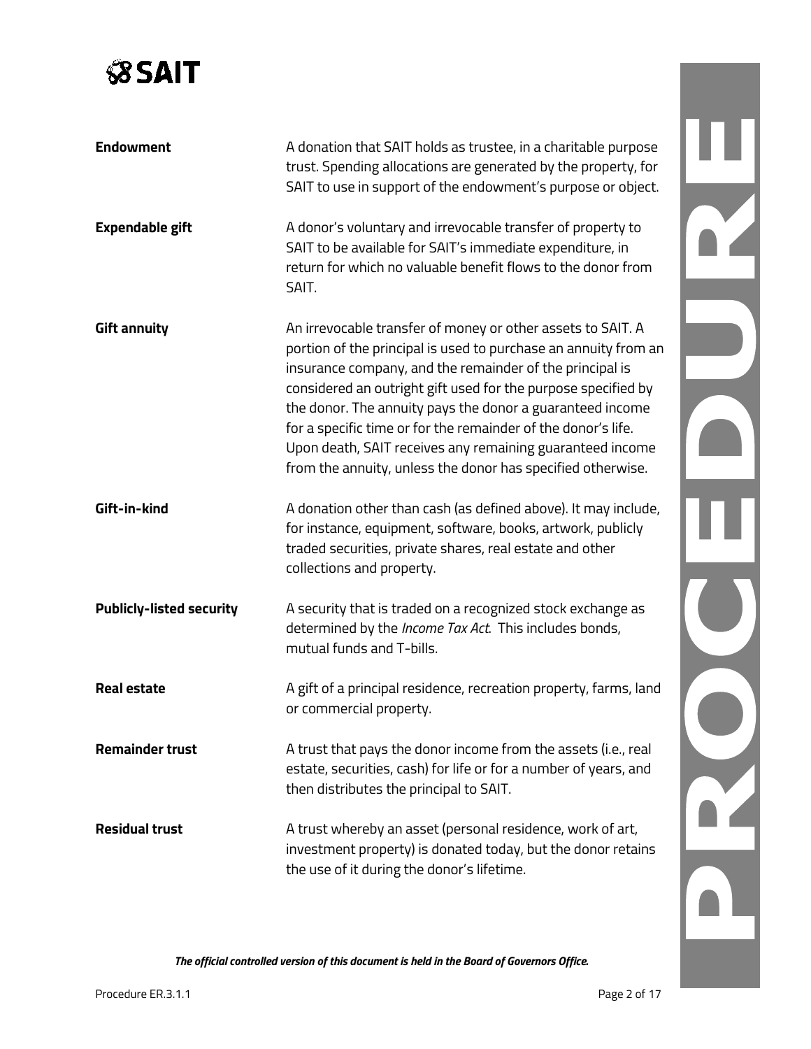| | |
|---|---|
| **Endowment** | A donation that SAIT holds as trustee, in a charitable purpose trust. Spending allocations are generated by the property, for SAIT to use in support of the endowment's purpose or object. |
| **Expendable gift** | A donor's voluntary and irrevocable transfer of property to SAIT to be available for SAIT's immediate expenditure, in return for which no valuable benefit flows to the donor from SAIT. |
| **Gift annuity** | An irrevocable transfer of money or other assets to SAIT. A portion of the principal is used to purchase an annuity from an insurance company, and the remainder of the principal is considered an outright gift used for the purpose specified by the donor. The annuity pays the donor a guaranteed income for a specific time or for the remainder of the donor's life. Upon death, SAIT receives any remaining guaranteed income from the annuity, unless the donor has specified otherwise. |
| **Gift-in-kind** | A donation other than cash (as defined above). It may include, for instance, equipment, software, books, artwork, publicly traded securities, private shares, real estate and other collections and property. |
| **Publicly-listed security** | A security that is traded on a recognized stock exchange as determined by the *Income Tax Act*. This includes bonds, mutual funds and T-bills. |
| **Real estate** | A gift of a principal residence, recreation property, farms, land or commercial property. |
| **Remainder trust** | A trust that pays the donor income from the assets (i.e., real estate, securities, cash) for life or for a number of years, and then distributes the principal to SAIT. |
| **Residual trust** | A trust whereby an asset (personal residence, work of art, investment property) is donated today, but the donor retains the use of it during the donor's lifetime. |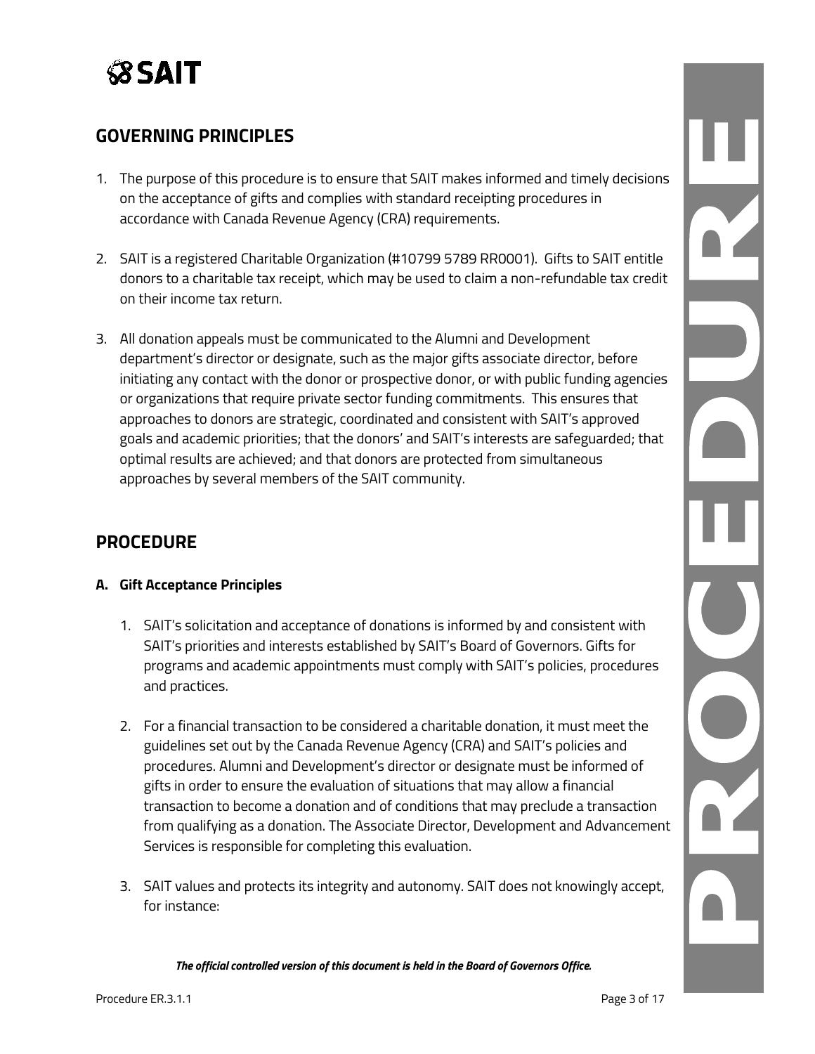## GOVERNING PRINCIPLES

1. The purpose of this procedure is to ensure that SAIT makes informed and timely decisions on the acceptance of gifts and complies with standard receipting procedures in accordance with Canada Revenue Agency (CRA) requirements.

2. SAIT is a registered Charitable Organization (#10799 5789 RR0001). Gifts to SAIT entitle donors to a charitable tax receipt, which may be used to claim a non-refundable tax credit on their income tax return.

3. All donation appeals must be communicated to the Alumni and Development department's director or designate, such as the major gifts associate director, before initiating any contact with the donor or prospective donor, or with public funding agencies or organizations that require private sector funding commitments. This ensures that approaches to donors are strategic, coordinated and consistent with SAIT's approved goals and academic priorities; that the donors' and SAIT's interests are safeguarded; that optimal results are achieved; and that donors are protected from simultaneous approaches by several members of the SAIT community.

## PROCEDURE

### A. Gift Acceptance Principles

1. SAIT's solicitation and acceptance of donations is informed by and consistent with SAIT's priorities and interests established by SAIT's Board of Governors. Gifts for programs and academic appointments must comply with SAIT's policies, procedures and practices.

2. For a financial transaction to be considered a charitable donation, it must meet the guidelines set out by the Canada Revenue Agency (CRA) and SAIT's policies and procedures. Alumni and Development's director or designate must be informed of gifts in order to ensure the evaluation of situations that may allow a financial transaction to become a donation and of conditions that may preclude a transaction from qualifying as a donation. The Associate Director, Development and Advancement Services is responsible for completing this evaluation.

3. SAIT values and protects its integrity and autonomy. SAIT does not knowingly accept, for instance: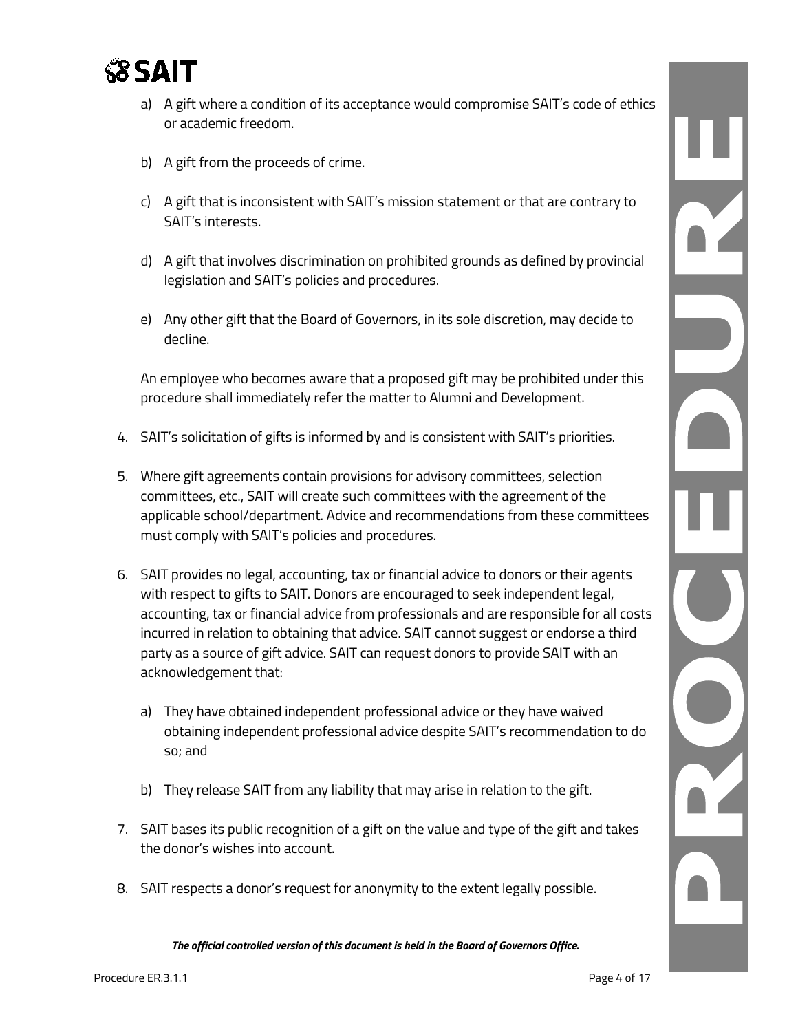a) A gift where a condition of its acceptance would compromise SAIT's code of ethics or academic freedom.

b) A gift from the proceeds of crime.

c) A gift that is inconsistent with SAIT's mission statement or that are contrary to SAIT's interests.

d) A gift that involves discrimination on prohibited grounds as defined by provincial legislation and SAIT's policies and procedures.

e) Any other gift that the Board of Governors, in its sole discretion, may decide to decline.

An employee who becomes aware that a proposed gift may be prohibited under this procedure shall immediately refer the matter to Alumni and Development.

4. SAIT's solicitation of gifts is informed by and is consistent with SAIT's priorities.

5. Where gift agreements contain provisions for advisory committees, selection committees, etc., SAIT will create such committees with the agreement of the applicable school/department. Advice and recommendations from these committees must comply with SAIT's policies and procedures.

6. SAIT provides no legal, accounting, tax or financial advice to donors or their agents with respect to gifts to SAIT. Donors are encouraged to seek independent legal, accounting, tax or financial advice from professionals and are responsible for all costs incurred in relation to obtaining that advice. SAIT cannot suggest or endorse a third party as a source of gift advice. SAIT can request donors to provide SAIT with an acknowledgement that:

   a) They have obtained independent professional advice or they have waived obtaining independent professional advice despite SAIT's recommendation to do so; and

   b) They release SAIT from any liability that may arise in relation to the gift.

7. SAIT bases its public recognition of a gift on the value and type of the gift and takes the donor's wishes into account.

8. SAIT respects a donor's request for anonymity to the extent legally possible.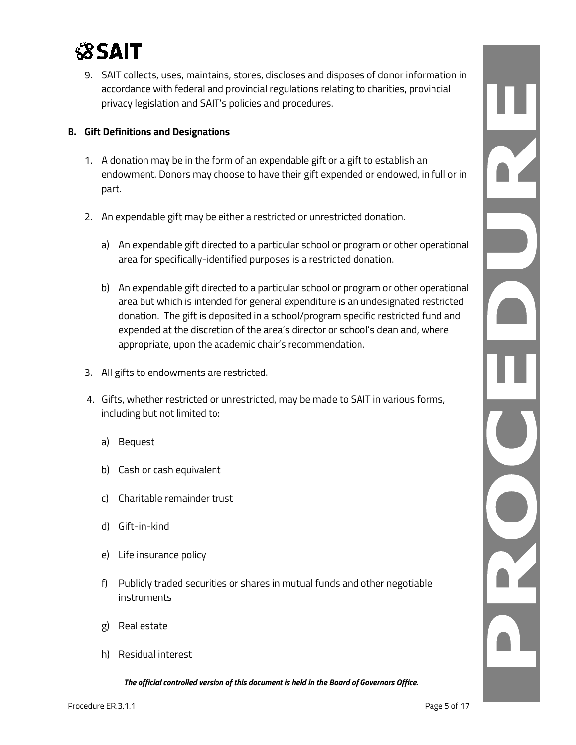9. SAIT collects, uses, maintains, stores, discloses and disposes of donor information in accordance with federal and provincial regulations relating to charities, provincial privacy legislation and SAIT's policies and procedures.

## B. Gift Definitions and Designations

1. A donation may be in the form of an expendable gift or a gift to establish an endowment. Donors may choose to have their gift expended or endowed, in full or in part.

2. An expendable gift may be either a restricted or unrestricted donation.

   a) An expendable gift directed to a particular school or program or other operational area for specifically-identified purposes is a restricted donation.

   b) An expendable gift directed to a particular school or program or other operational area but which is intended for general expenditure is an undesignated restricted donation. The gift is deposited in a school/program specific restricted fund and expended at the discretion of the area's director or school's dean and, where appropriate, upon the academic chair's recommendation.

3. All gifts to endowments are restricted.

4. Gifts, whether restricted or unrestricted, may be made to SAIT in various forms, including but not limited to:

   a) Bequest

   b) Cash or cash equivalent

   c) Charitable remainder trust

   d) Gift-in-kind

   e) Life insurance policy

   f) Publicly traded securities or shares in mutual funds and other negotiable instruments

   g) Real estate

   h) Residual interest

*The official controlled version of this document is held in the Board of Governors Office.*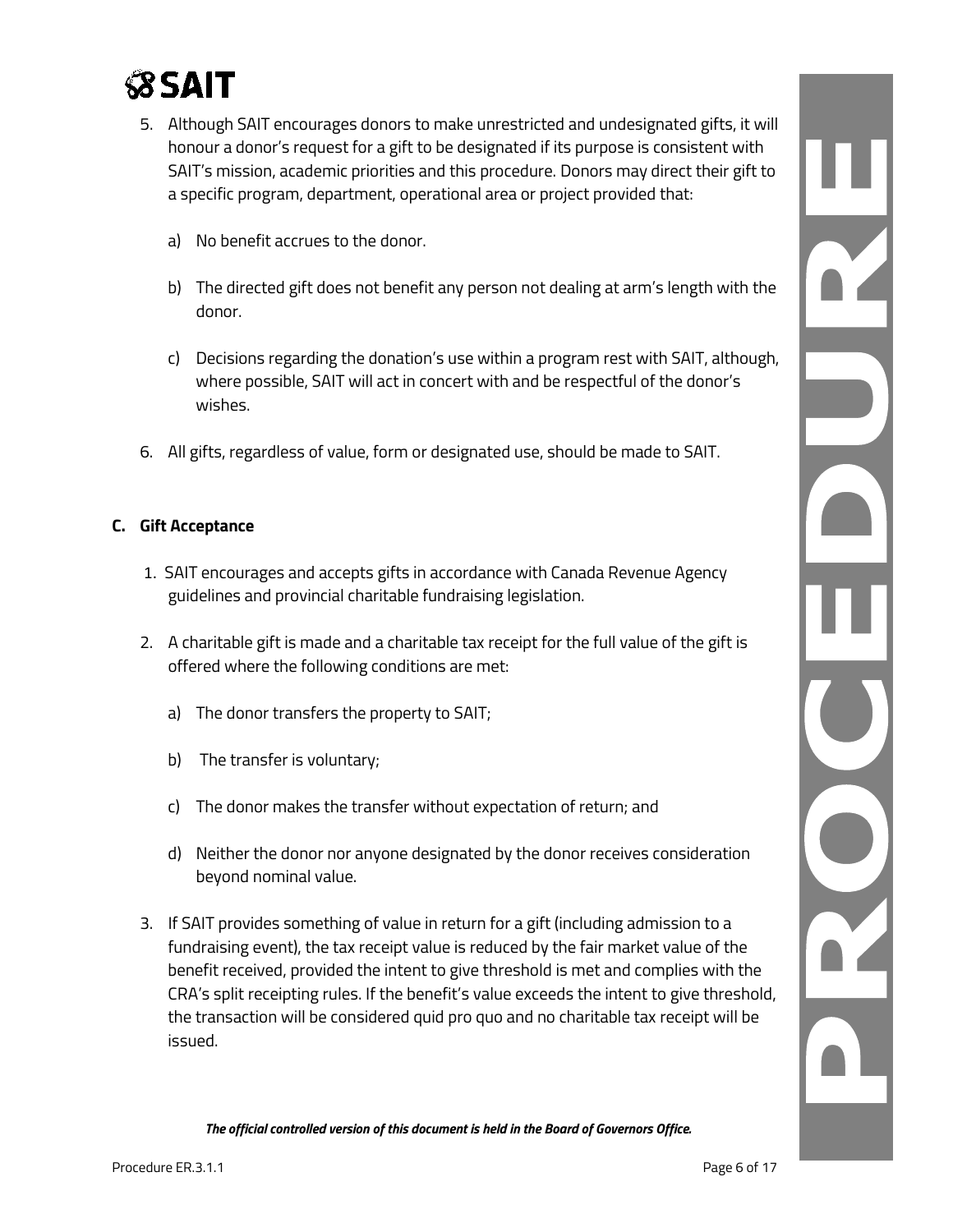5. Although SAIT encourages donors to make unrestricted and undesignated gifts, it will honour a donor's request for a gift to be designated if its purpose is consistent with SAIT's mission, academic priorities and this procedure. Donors may direct their gift to a specific program, department, operational area or project provided that:

   a) No benefit accrues to the donor.

   b) The directed gift does not benefit any person not dealing at arm's length with the donor.

   c) Decisions regarding the donation's use within a program rest with SAIT, although, where possible, SAIT will act in concert with and be respectful of the donor's wishes.

6. All gifts, regardless of value, form or designated use, should be made to SAIT.

## C. Gift Acceptance

1. SAIT encourages and accepts gifts in accordance with Canada Revenue Agency guidelines and provincial charitable fundraising legislation.

2. A charitable gift is made and a charitable tax receipt for the full value of the gift is offered where the following conditions are met:

   a) The donor transfers the property to SAIT;

   b) The transfer is voluntary;

   c) The donor makes the transfer without expectation of return; and

   d) Neither the donor nor anyone designated by the donor receives consideration beyond nominal value.

3. If SAIT provides something of value in return for a gift (including admission to a fundraising event), the tax receipt value is reduced by the fair market value of the benefit received, provided the intent to give threshold is met and complies with the CRA's split receipting rules. If the benefit's value exceeds the intent to give threshold, the transaction will be considered quid pro quo and no charitable tax receipt will be issued.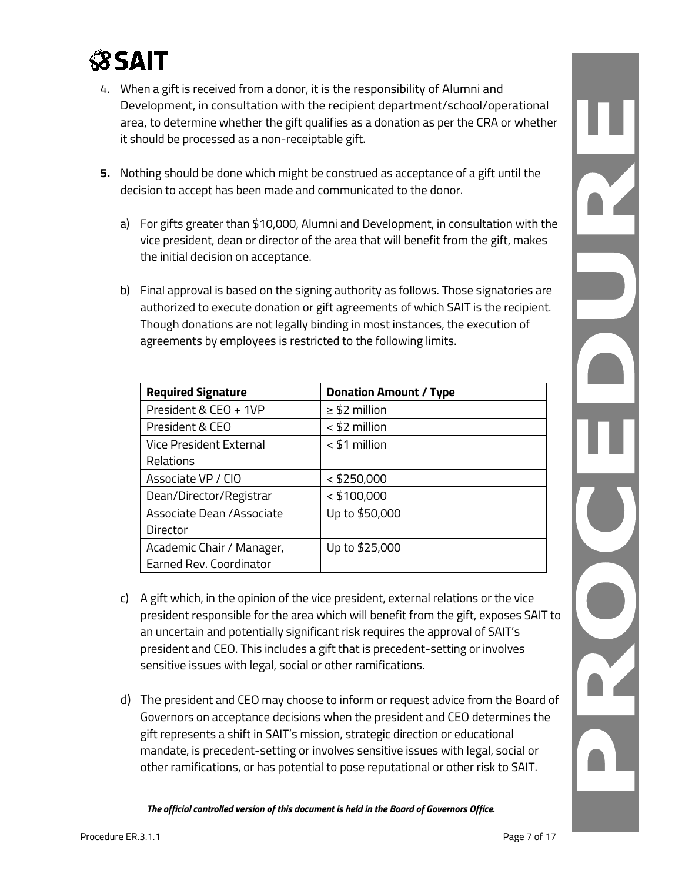4. When a gift is received from a donor, it is the responsibility of Alumni and Development, in consultation with the recipient department/school/operational area, to determine whether the gift qualifies as a donation as per the CRA or whether it should be processed as a non-receiptable gift.

**5.** Nothing should be done which might be construed as acceptance of a gift until the decision to accept has been made and communicated to the donor.

   a) For gifts greater than $10,000, Alumni and Development, in consultation with the vice president, dean or director of the area that will benefit from the gift, makes the initial decision on acceptance.

   b) Final approval is based on the signing authority as follows. Those signatories are authorized to execute donation or gift agreements of which SAIT is the recipient. Though donations are not legally binding in most instances, the execution of agreements by employees is restricted to the following limits.

| **Required Signature** | **Donation Amount / Type** |
| --- | --- |
| President & CEO + 1VP | ≥ $2 million |
| President & CEO | < $2 million |
| Vice President External Relations | < $1 million |
| Associate VP / CIO | < $250,000 |
| Dean/Director/Registrar | < $100,000 |
| Associate Dean /Associate Director | Up to $50,000 |
| Academic Chair / Manager, Earned Rev. Coordinator | Up to $25,000 |

   c) A gift which, in the opinion of the vice president, external relations or the vice president responsible for the area which will benefit from the gift, exposes SAIT to an uncertain and potentially significant risk requires the approval of SAIT's president and CEO. This includes a gift that is precedent-setting or involves sensitive issues with legal, social or other ramifications.

   d) The president and CEO may choose to inform or request advice from the Board of Governors on acceptance decisions when the president and CEO determines the gift represents a shift in SAIT's mission, strategic direction or educational mandate, is precedent-setting or involves sensitive issues with legal, social or other ramifications, or has potential to pose reputational or other risk to SAIT.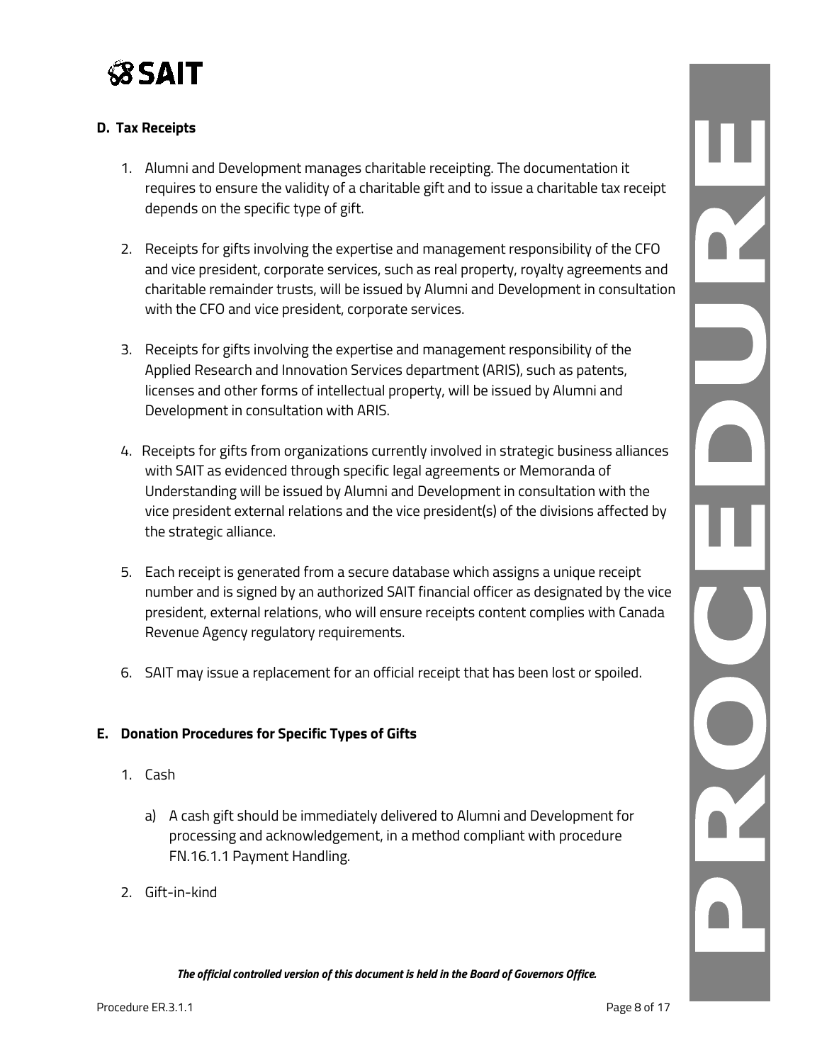**D. Tax Receipts**

1. Alumni and Development manages charitable receipting. The documentation it requires to ensure the validity of a charitable gift and to issue a charitable tax receipt depends on the specific type of gift.

2. Receipts for gifts involving the expertise and management responsibility of the CFO and vice president, corporate services, such as real property, royalty agreements and charitable remainder trusts, will be issued by Alumni and Development in consultation with the CFO and vice president, corporate services.

3. Receipts for gifts involving the expertise and management responsibility of the Applied Research and Innovation Services department (ARIS), such as patents, licenses and other forms of intellectual property, will be issued by Alumni and Development in consultation with ARIS.

4. Receipts for gifts from organizations currently involved in strategic business alliances with SAIT as evidenced through specific legal agreements or Memoranda of Understanding will be issued by Alumni and Development in consultation with the vice president external relations and the vice president(s) of the divisions affected by the strategic alliance.

5. Each receipt is generated from a secure database which assigns a unique receipt number and is signed by an authorized SAIT financial officer as designated by the vice president, external relations, who will ensure receipts content complies with Canada Revenue Agency regulatory requirements.

6. SAIT may issue a replacement for an official receipt that has been lost or spoiled.

**E. Donation Procedures for Specific Types of Gifts**

1. Cash

   a) A cash gift should be immediately delivered to Alumni and Development for processing and acknowledgement, in a method compliant with procedure FN.16.1.1 Payment Handling.

2. Gift-in-kind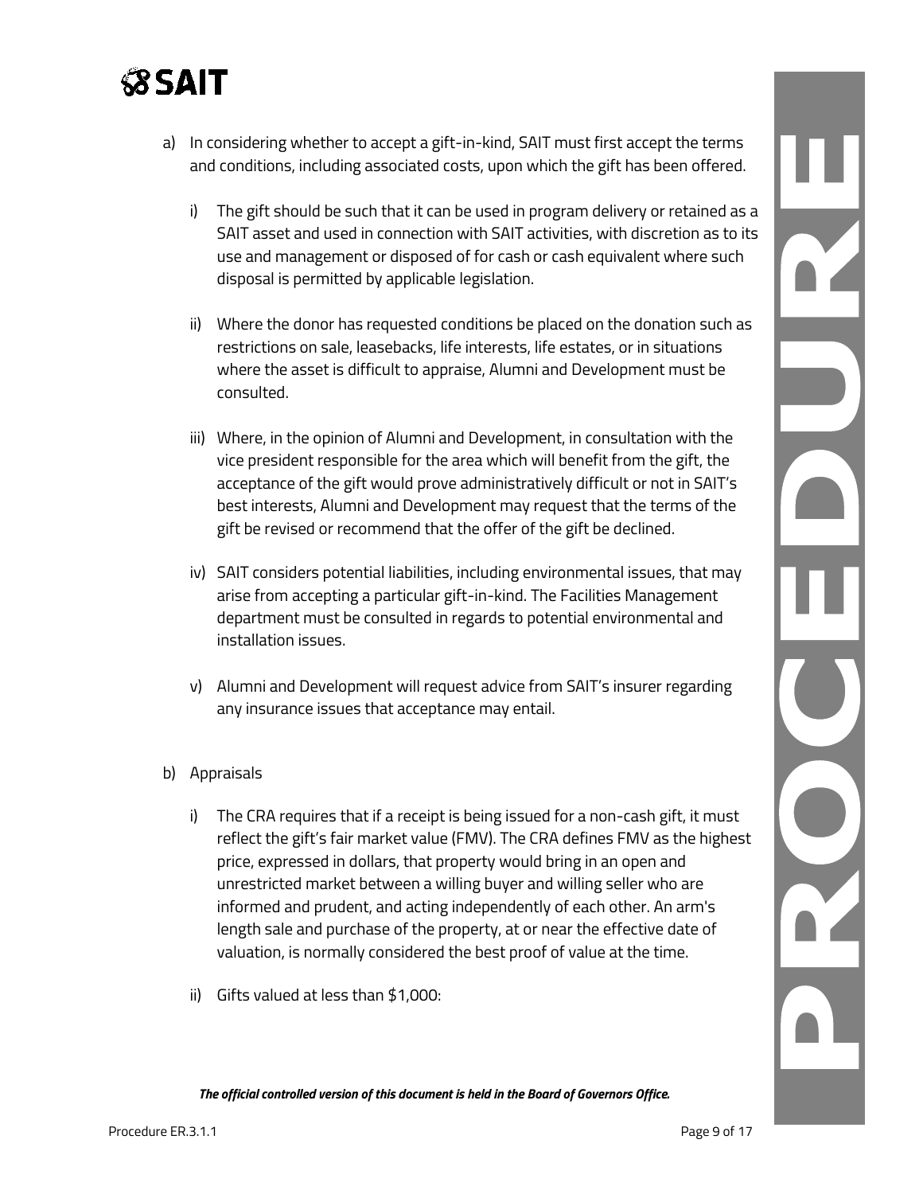a) In considering whether to accept a gift-in-kind, SAIT must first accept the terms and conditions, including associated costs, upon which the gift has been offered.

   i) The gift should be such that it can be used in program delivery or retained as a SAIT asset and used in connection with SAIT activities, with discretion as to its use and management or disposed of for cash or cash equivalent where such disposal is permitted by applicable legislation.

   ii) Where the donor has requested conditions be placed on the donation such as restrictions on sale, leasebacks, life interests, life estates, or in situations where the asset is difficult to appraise, Alumni and Development must be consulted.

   iii) Where, in the opinion of Alumni and Development, in consultation with the vice president responsible for the area which will benefit from the gift, the acceptance of the gift would prove administratively difficult or not in SAIT's best interests, Alumni and Development may request that the terms of the gift be revised or recommend that the offer of the gift be declined.

   iv) SAIT considers potential liabilities, including environmental issues, that may arise from accepting a particular gift-in-kind. The Facilities Management department must be consulted in regards to potential environmental and installation issues.

   v) Alumni and Development will request advice from SAIT's insurer regarding any insurance issues that acceptance may entail.

b) Appraisals

   i) The CRA requires that if a receipt is being issued for a non-cash gift, it must reflect the gift's fair market value (FMV). The CRA defines FMV as the highest price, expressed in dollars, that property would bring in an open and unrestricted market between a willing buyer and willing seller who are informed and prudent, and acting independently of each other. An arm's length sale and purchase of the property, at or near the effective date of valuation, is normally considered the best proof of value at the time.

   ii) Gifts valued at less than $1,000: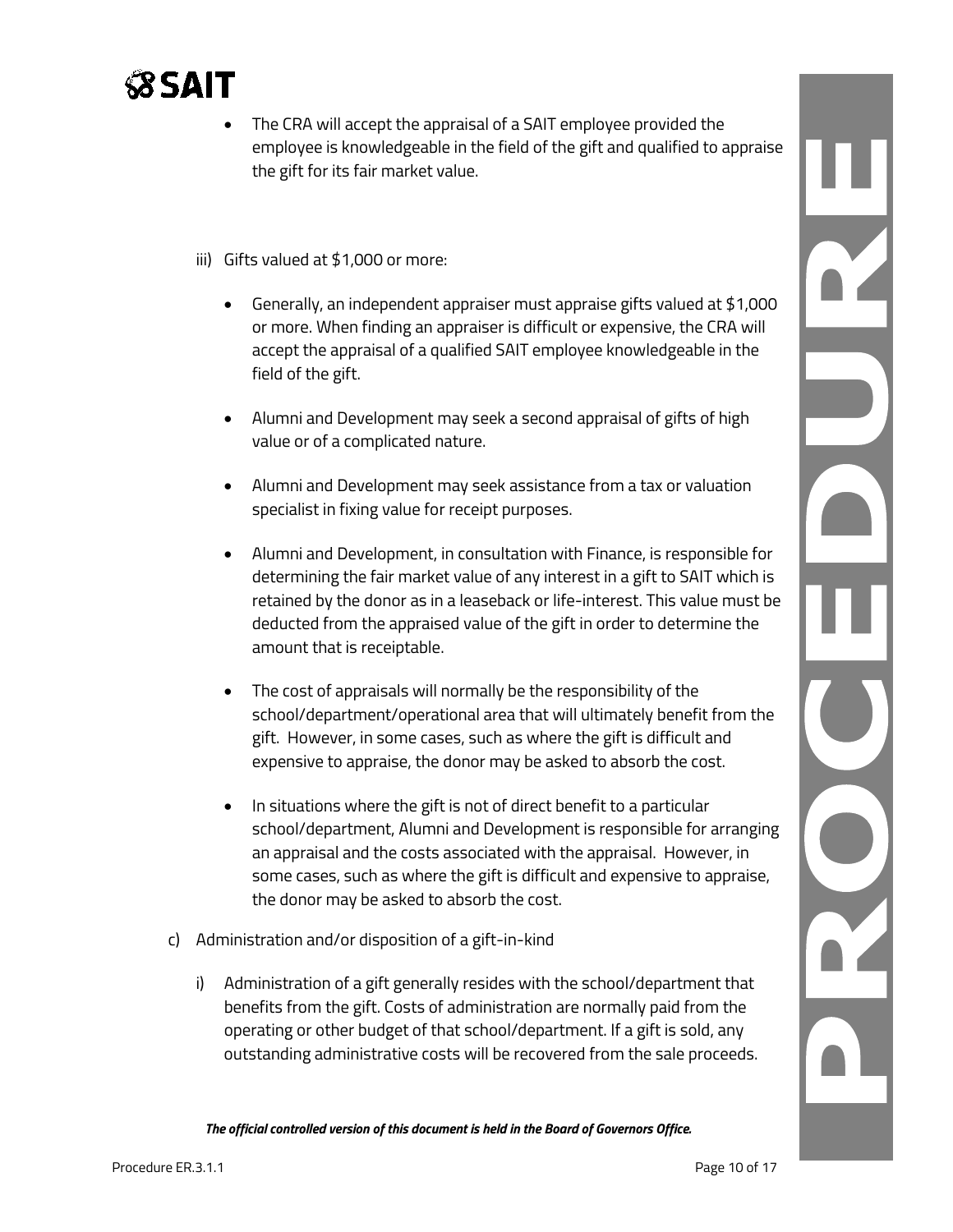- The CRA will accept the appraisal of a SAIT employee provided the employee is knowledgeable in the field of the gift and qualified to appraise the gift for its fair market value.

iii) Gifts valued at $1,000 or more:

- Generally, an independent appraiser must appraise gifts valued at $1,000 or more. When finding an appraiser is difficult or expensive, the CRA will accept the appraisal of a qualified SAIT employee knowledgeable in the field of the gift.

- Alumni and Development may seek a second appraisal of gifts of high value or of a complicated nature.

- Alumni and Development may seek assistance from a tax or valuation specialist in fixing value for receipt purposes.

- Alumni and Development, in consultation with Finance, is responsible for determining the fair market value of any interest in a gift to SAIT which is retained by the donor as in a leaseback or life-interest. This value must be deducted from the appraised value of the gift in order to determine the amount that is receiptable.

- The cost of appraisals will normally be the responsibility of the school/department/operational area that will ultimately benefit from the gift. However, in some cases, such as where the gift is difficult and expensive to appraise, the donor may be asked to absorb the cost.

- In situations where the gift is not of direct benefit to a particular school/department, Alumni and Development is responsible for arranging an appraisal and the costs associated with the appraisal. However, in some cases, such as where the gift is difficult and expensive to appraise, the donor may be asked to absorb the cost.

c) Administration and/or disposition of a gift-in-kind

i) Administration of a gift generally resides with the school/department that benefits from the gift. Costs of administration are normally paid from the operating or other budget of that school/department. If a gift is sold, any outstanding administrative costs will be recovered from the sale proceeds.

*The official controlled version of this document is held in the Board of Governors Office.*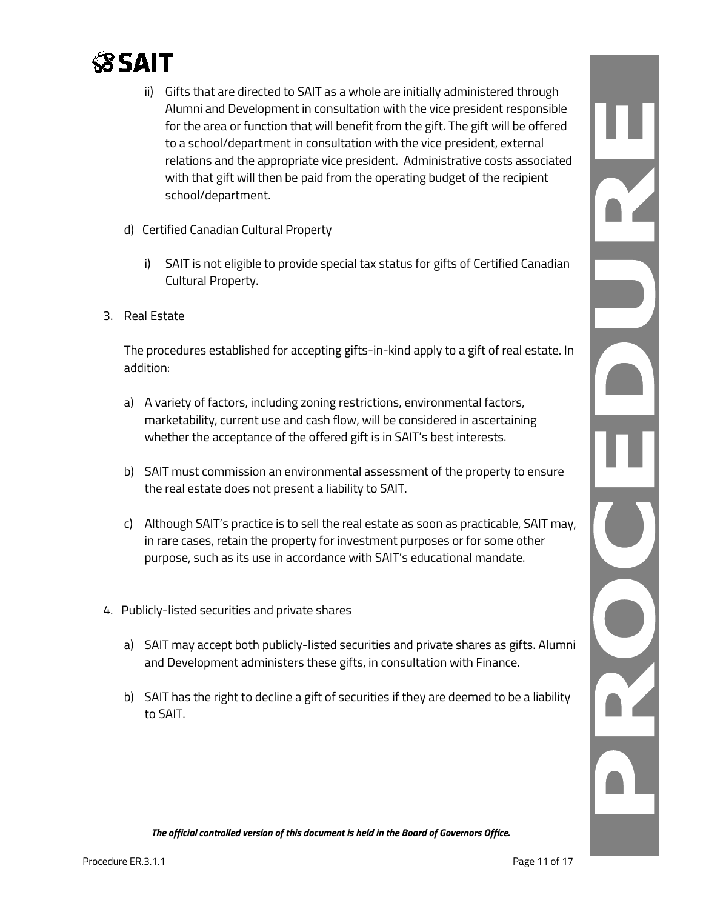ii) Gifts that are directed to SAIT as a whole are initially administered through Alumni and Development in consultation with the vice president responsible for the area or function that will benefit from the gift. The gift will be offered to a school/department in consultation with the vice president, external relations and the appropriate vice president. Administrative costs associated with that gift will then be paid from the operating budget of the recipient school/department.

d) Certified Canadian Cultural Property

i) SAIT is not eligible to provide special tax status for gifts of Certified Canadian Cultural Property.

3. Real Estate

The procedures established for accepting gifts-in-kind apply to a gift of real estate. In addition:

a) A variety of factors, including zoning restrictions, environmental factors, marketability, current use and cash flow, will be considered in ascertaining whether the acceptance of the offered gift is in SAIT's best interests.

b) SAIT must commission an environmental assessment of the property to ensure the real estate does not present a liability to SAIT.

c) Although SAIT's practice is to sell the real estate as soon as practicable, SAIT may, in rare cases, retain the property for investment purposes or for some other purpose, such as its use in accordance with SAIT's educational mandate.

4. Publicly-listed securities and private shares

a) SAIT may accept both publicly-listed securities and private shares as gifts. Alumni and Development administers these gifts, in consultation with Finance.

b) SAIT has the right to decline a gift of securities if they are deemed to be a liability to SAIT.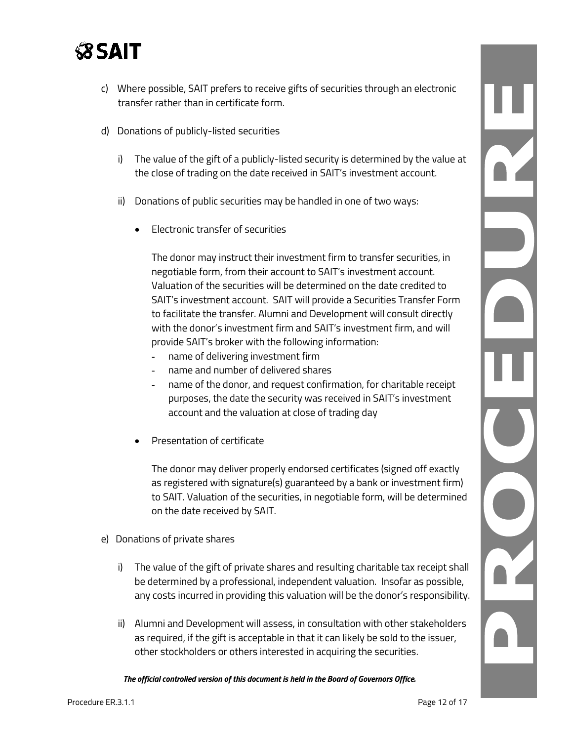c) Where possible, SAIT prefers to receive gifts of securities through an electronic transfer rather than in certificate form.

d) Donations of publicly-listed securities

   i) The value of the gift of a publicly-listed security is determined by the value at the close of trading on the date received in SAIT's investment account.

   ii) Donations of public securities may be handled in one of two ways:

      - Electronic transfer of securities

        The donor may instruct their investment firm to transfer securities, in negotiable form, from their account to SAIT's investment account. Valuation of the securities will be determined on the date credited to SAIT's investment account. SAIT will provide a Securities Transfer Form to facilitate the transfer. Alumni and Development will consult directly with the donor's investment firm and SAIT's investment firm, and will provide SAIT's broker with the following information:
        - name of delivering investment firm
        - name and number of delivered shares
        - name of the donor, and request confirmation, for charitable receipt purposes, the date the security was received in SAIT's investment account and the valuation at close of trading day

      - Presentation of certificate

        The donor may deliver properly endorsed certificates (signed off exactly as registered with signature(s) guaranteed by a bank or investment firm) to SAIT. Valuation of the securities, in negotiable form, will be determined on the date received by SAIT.

e) Donations of private shares

   i) The value of the gift of private shares and resulting charitable tax receipt shall be determined by a professional, independent valuation. Insofar as possible, any costs incurred in providing this valuation will be the donor's responsibility.

   ii) Alumni and Development will assess, in consultation with other stakeholders as required, if the gift is acceptable in that it can likely be sold to the issuer, other stockholders or others interested in acquiring the securities.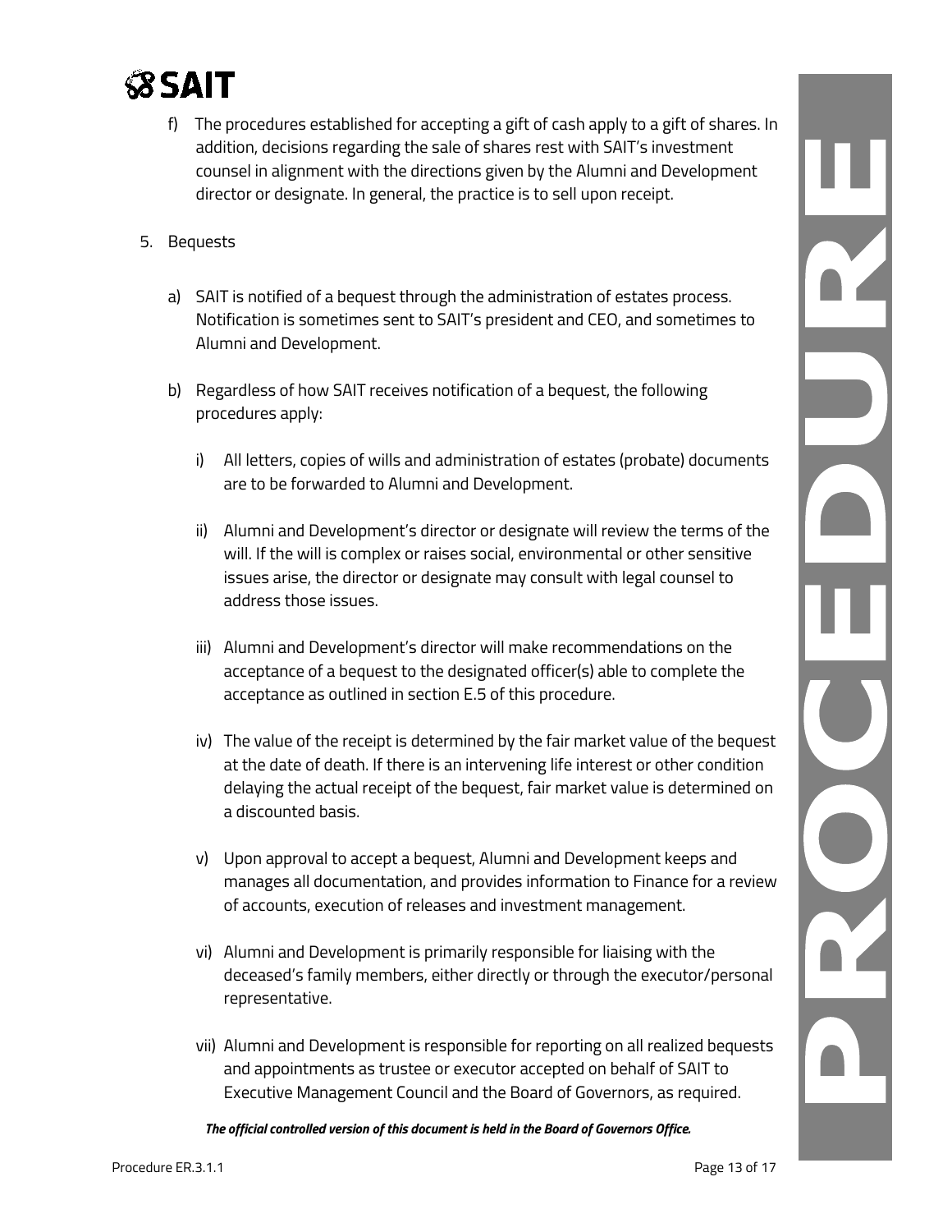f) The procedures established for accepting a gift of cash apply to a gift of shares. In addition, decisions regarding the sale of shares rest with SAIT's investment counsel in alignment with the directions given by the Alumni and Development director or designate. In general, the practice is to sell upon receipt.

5. Bequests

   a) SAIT is notified of a bequest through the administration of estates process. Notification is sometimes sent to SAIT's president and CEO, and sometimes to Alumni and Development.

   b) Regardless of how SAIT receives notification of a bequest, the following procedures apply:

      i) All letters, copies of wills and administration of estates (probate) documents are to be forwarded to Alumni and Development.

      ii) Alumni and Development's director or designate will review the terms of the will. If the will is complex or raises social, environmental or other sensitive issues arise, the director or designate may consult with legal counsel to address those issues.

      iii) Alumni and Development's director will make recommendations on the acceptance of a bequest to the designated officer(s) able to complete the acceptance as outlined in section E.5 of this procedure.

      iv) The value of the receipt is determined by the fair market value of the bequest at the date of death. If there is an intervening life interest or other condition delaying the actual receipt of the bequest, fair market value is determined on a discounted basis.

      v) Upon approval to accept a bequest, Alumni and Development keeps and manages all documentation, and provides information to Finance for a review of accounts, execution of releases and investment management.

      vi) Alumni and Development is primarily responsible for liaising with the deceased's family members, either directly or through the executor/personal representative.

      vii) Alumni and Development is responsible for reporting on all realized bequests and appointments as trustee or executor accepted on behalf of SAIT to Executive Management Council and the Board of Governors, as required.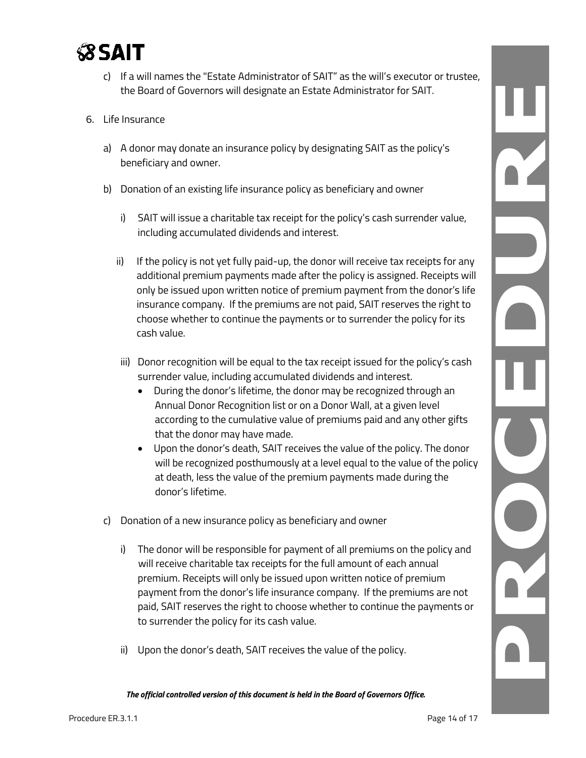c) If a will names the "Estate Administrator of SAIT" as the will's executor or trustee, the Board of Governors will designate an Estate Administrator for SAIT.

6. Life Insurance

   a) A donor may donate an insurance policy by designating SAIT as the policy's beneficiary and owner.

   b) Donation of an existing life insurance policy as beneficiary and owner

      i) SAIT will issue a charitable tax receipt for the policy's cash surrender value, including accumulated dividends and interest.

      ii) If the policy is not yet fully paid-up, the donor will receive tax receipts for any additional premium payments made after the policy is assigned. Receipts will only be issued upon written notice of premium payment from the donor's life insurance company. If the premiums are not paid, SAIT reserves the right to choose whether to continue the payments or to surrender the policy for its cash value.

      iii) Donor recognition will be equal to the tax receipt issued for the policy's cash surrender value, including accumulated dividends and interest.
         - During the donor's lifetime, the donor may be recognized through an Annual Donor Recognition list or on a Donor Wall, at a given level according to the cumulative value of premiums paid and any other gifts that the donor may have made.
         - Upon the donor's death, SAIT receives the value of the policy. The donor will be recognized posthumously at a level equal to the value of the policy at death, less the value of the premium payments made during the donor's lifetime.

   c) Donation of a new insurance policy as beneficiary and owner

      i) The donor will be responsible for payment of all premiums on the policy and will receive charitable tax receipts for the full amount of each annual premium. Receipts will only be issued upon written notice of premium payment from the donor's life insurance company. If the premiums are not paid, SAIT reserves the right to choose whether to continue the payments or to surrender the policy for its cash value.

      ii) Upon the donor's death, SAIT receives the value of the policy.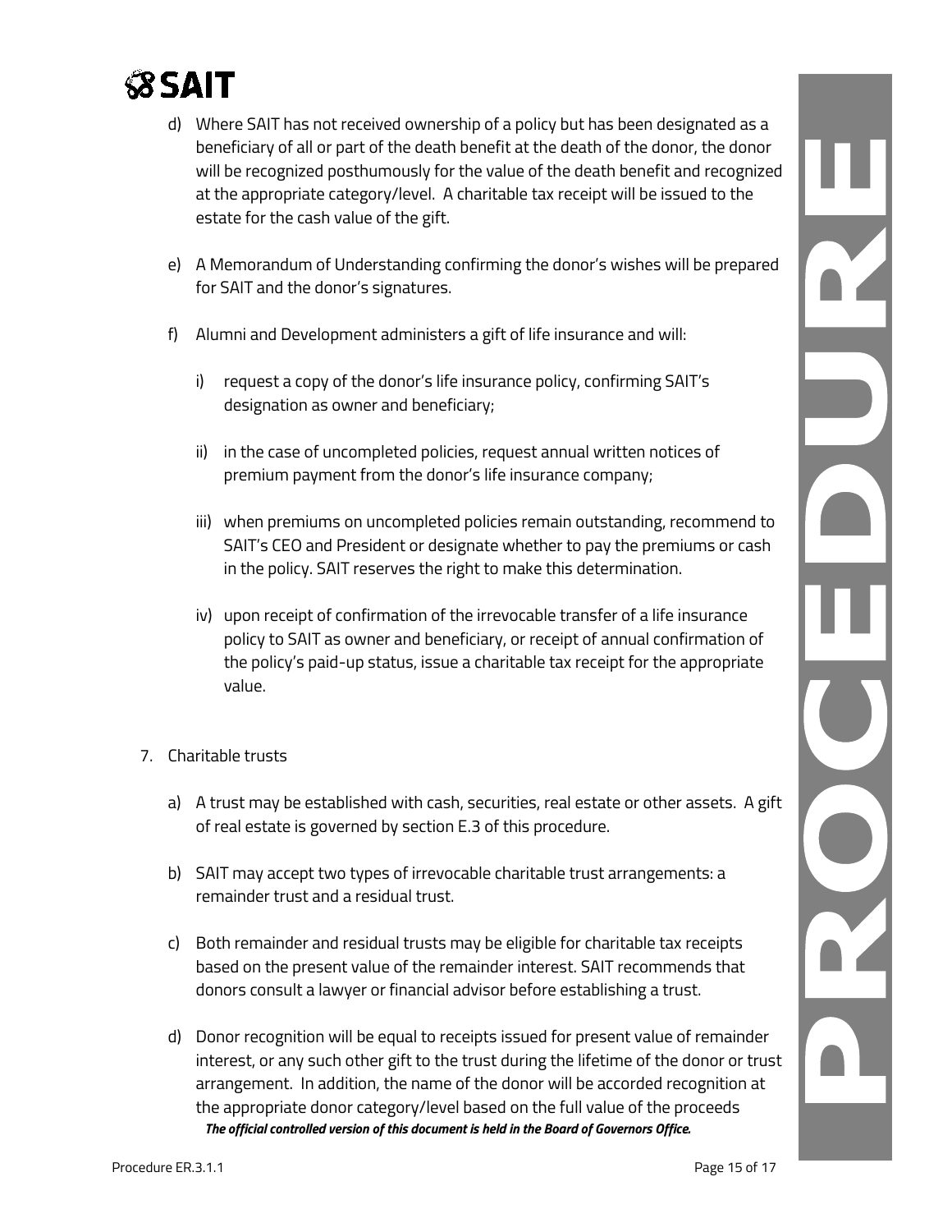d) Where SAIT has not received ownership of a policy but has been designated as a beneficiary of all or part of the death benefit at the death of the donor, the donor will be recognized posthumously for the value of the death benefit and recognized at the appropriate category/level. A charitable tax receipt will be issued to the estate for the cash value of the gift.

e) A Memorandum of Understanding confirming the donor's wishes will be prepared for SAIT and the donor's signatures.

f) Alumni and Development administers a gift of life insurance and will:

   i) request a copy of the donor's life insurance policy, confirming SAIT's designation as owner and beneficiary;

   ii) in the case of uncompleted policies, request annual written notices of premium payment from the donor's life insurance company;

   iii) when premiums on uncompleted policies remain outstanding, recommend to SAIT's CEO and President or designate whether to pay the premiums or cash in the policy. SAIT reserves the right to make this determination.

   iv) upon receipt of confirmation of the irrevocable transfer of a life insurance policy to SAIT as owner and beneficiary, or receipt of annual confirmation of the policy's paid-up status, issue a charitable tax receipt for the appropriate value.

7. Charitable trusts

   a) A trust may be established with cash, securities, real estate or other assets. A gift of real estate is governed by section E.3 of this procedure.

   b) SAIT may accept two types of irrevocable charitable trust arrangements: a remainder trust and a residual trust.

   c) Both remainder and residual trusts may be eligible for charitable tax receipts based on the present value of the remainder interest. SAIT recommends that donors consult a lawyer or financial advisor before establishing a trust.

   d) Donor recognition will be equal to receipts issued for present value of remainder interest, or any such other gift to the trust during the lifetime of the donor or trust arrangement. In addition, the name of the donor will be accorded recognition at the appropriate donor category/level based on the full value of the proceeds

***The official controlled version of this document is held in the Board of Governors Office.***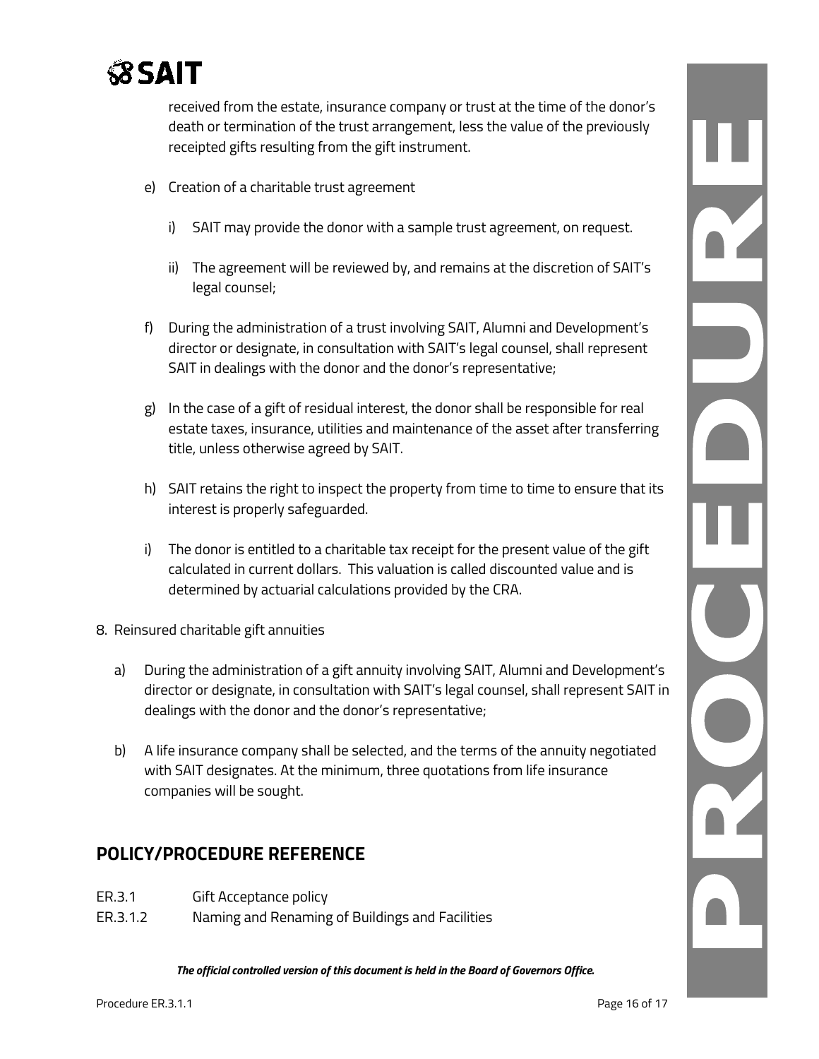received from the estate, insurance company or trust at the time of the donor's death or termination of the trust arrangement, less the value of the previously receipted gifts resulting from the gift instrument.

e) Creation of a charitable trust agreement

   i) SAIT may provide the donor with a sample trust agreement, on request.

   ii) The agreement will be reviewed by, and remains at the discretion of SAIT's legal counsel;

f) During the administration of a trust involving SAIT, Alumni and Development's director or designate, in consultation with SAIT's legal counsel, shall represent SAIT in dealings with the donor and the donor's representative;

g) In the case of a gift of residual interest, the donor shall be responsible for real estate taxes, insurance, utilities and maintenance of the asset after transferring title, unless otherwise agreed by SAIT.

h) SAIT retains the right to inspect the property from time to time to ensure that its interest is properly safeguarded.

i) The donor is entitled to a charitable tax receipt for the present value of the gift calculated in current dollars. This valuation is called discounted value and is determined by actuarial calculations provided by the CRA.

8. Reinsured charitable gift annuities

   a) During the administration of a gift annuity involving SAIT, Alumni and Development's director or designate, in consultation with SAIT's legal counsel, shall represent SAIT in dealings with the donor and the donor's representative;

   b) A life insurance company shall be selected, and the terms of the annuity negotiated with SAIT designates. At the minimum, three quotations from life insurance companies will be sought.

## POLICY/PROCEDURE REFERENCE

ER.3.1 Gift Acceptance policy

ER.3.1.2 Naming and Renaming of Buildings and Facilities

*The official controlled version of this document is held in the Board of Governors Office.*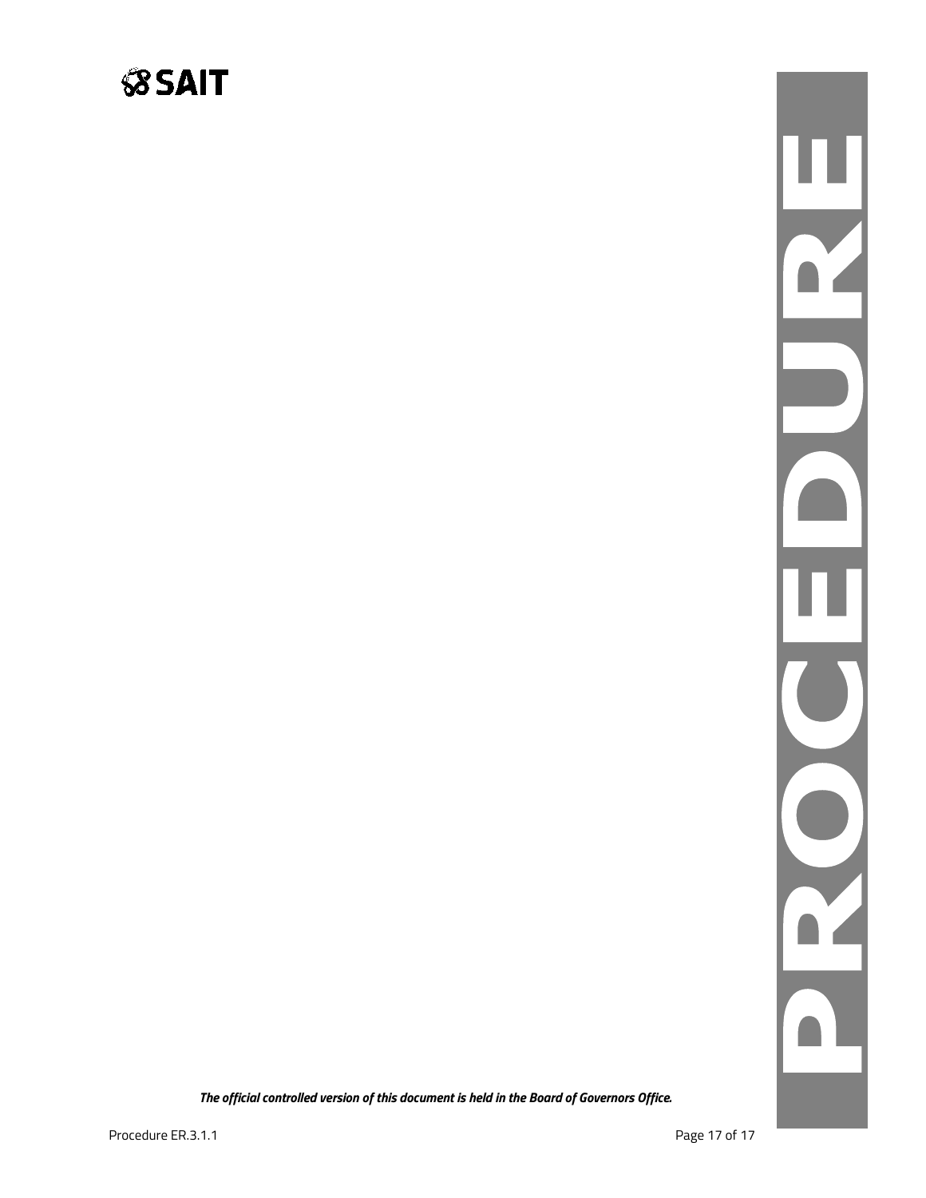*The official controlled version of this document is held in the Board of Governors Office.*